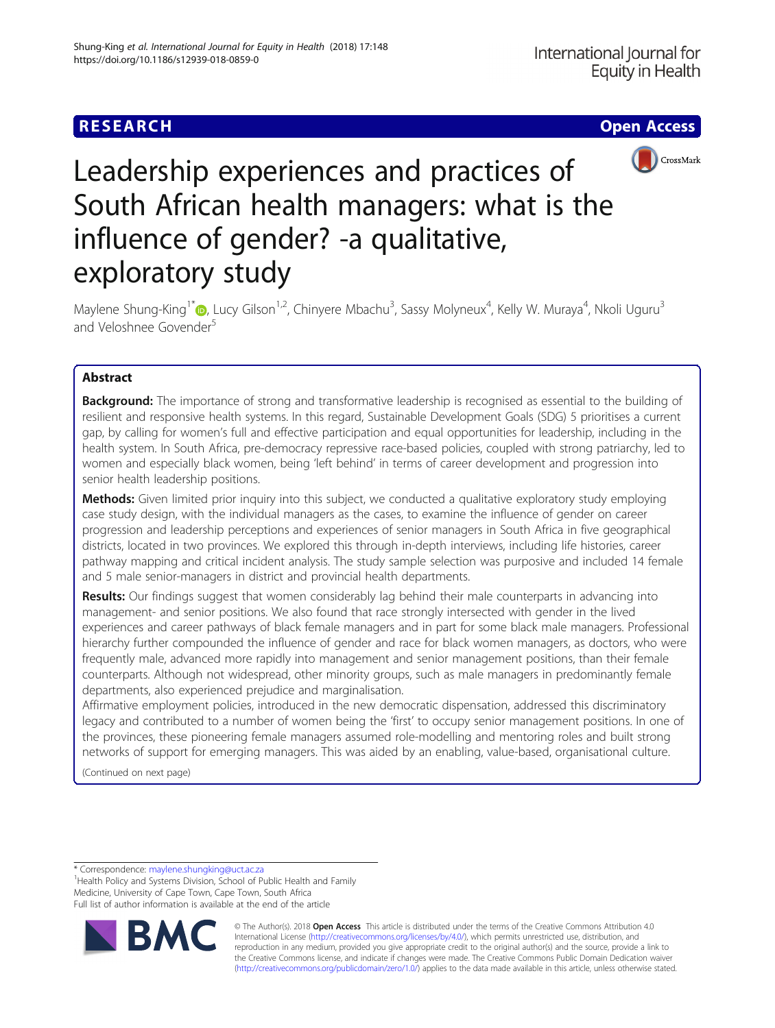RESEARCH Open Access

# Leadership experiences and practices of South African health managers: what is the influence of gender? -a qualitative, exploratory study

Maylene Shung-King[1*], Lucy Gilson[1,2], Chinyere Mbachu[3], Sassy Molyneux[4], Kelly W. Muraya[4], Nkoli Uguru[3] and Veloshnee Govender[5]

## Abstract

**Background:** The importance of strong and transformative leadership is recognised as essential to the building of resilient and responsive health systems. In this regard, Sustainable Development Goals (SDG) 5 prioritises a current gap, by calling for women's full and effective participation and equal opportunities for leadership, including in the health system. In South Africa, pre-democracy repressive race-based policies, coupled with strong patriarchy, led to women and especially black women, being 'left behind' in terms of career development and progression into senior health leadership positions.

**Methods:** Given limited prior inquiry into this subject, we conducted a qualitative exploratory study employing case study design, with the individual managers as the cases, to examine the influence of gender on career progression and leadership perceptions and experiences of senior managers in South Africa in five geographical districts, located in two provinces. We explored this through in-depth interviews, including life histories, career pathway mapping and critical incident analysis. The study sample selection was purposive and included 14 female and 5 male senior-managers in district and provincial health departments.

**Results:** Our findings suggest that women considerably lag behind their male counterparts in advancing into management- and senior positions. We also found that race strongly intersected with gender in the lived experiences and career pathways of black female managers and in part for some black male managers. Professional hierarchy further compounded the influence of gender and race for black women managers, as doctors, who were frequently male, advanced more rapidly into management and senior management positions, than their female counterparts. Although not widespread, other minority groups, such as male managers in predominantly female departments, also experienced prejudice and marginalisation.

Affirmative employment policies, introduced in the new democratic dispensation, addressed this discriminatory legacy and contributed to a number of women being the 'first' to occupy senior management positions. In one of the provinces, these pioneering female managers assumed role-modelling and mentoring roles and built strong networks of support for emerging managers. This was aided by an enabling, value-based, organisational culture.

(Continued on next page)

* Correspondence: maylene.shungking@uct.ac.za
[1]Health Policy and Systems Division, School of Public Health and Family Medicine, University of Cape Town, Cape Town, South Africa
Full list of author information is available at the end of the article

© The Author(s). 2018 **Open Access** This article is distributed under the terms of the Creative Commons Attribution 4.0 International License (http://creativecommons.org/licenses/by/4.0/), which permits unrestricted use, distribution, and reproduction in any medium, provided you give appropriate credit to the original author(s) and the source, provide a link to the Creative Commons license, and indicate if changes were made. The Creative Commons Public Domain Dedication waiver (http://creativecommons.org/publicdomain/zero/1.0/) applies to the data made available in this article, unless otherwise stated.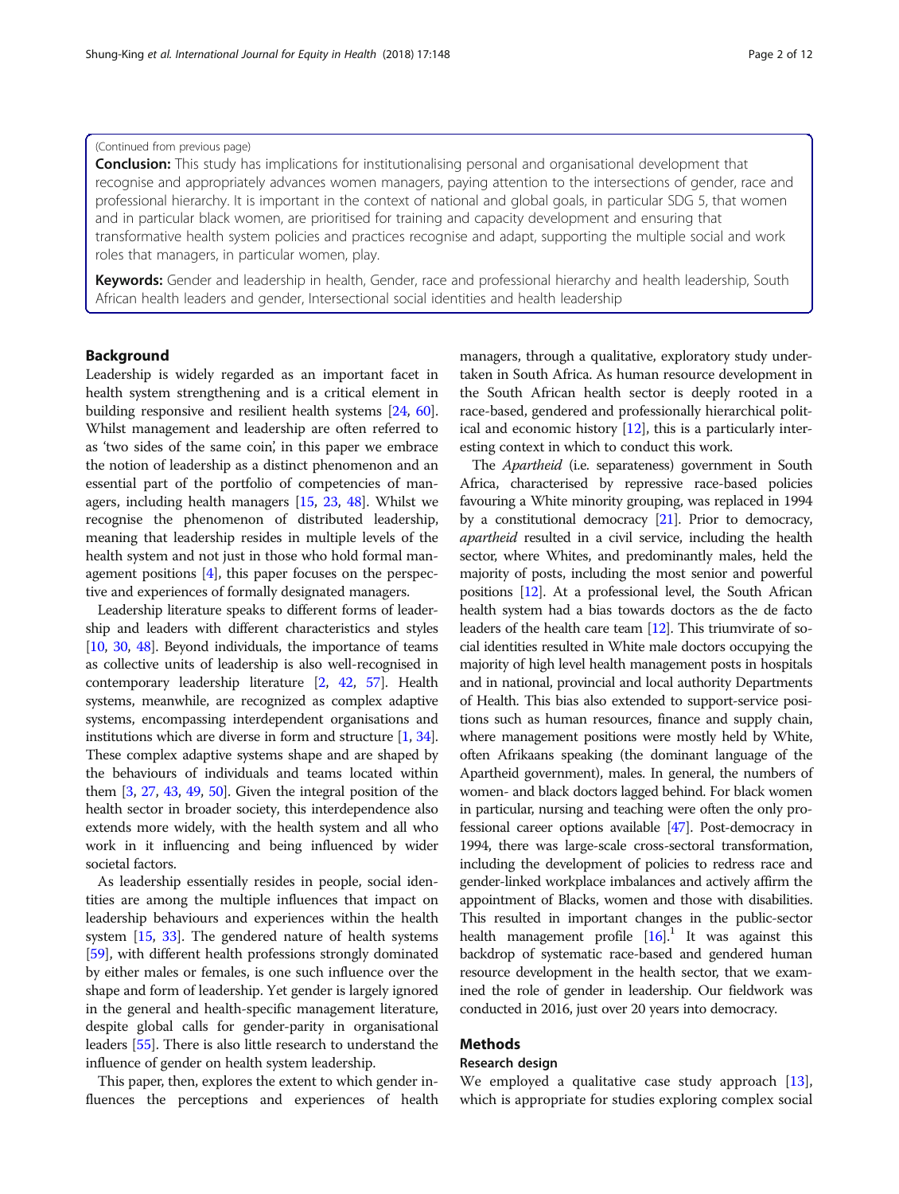(Continued from previous page)

**Conclusion:** This study has implications for institutionalising personal and organisational development that recognise and appropriately advances women managers, paying attention to the intersections of gender, race and professional hierarchy. It is important in the context of national and global goals, in particular SDG 5, that women and in particular black women, are prioritised for training and capacity development and ensuring that transformative health system policies and practices recognise and adapt, supporting the multiple social and work roles that managers, in particular women, play.

**Keywords:** Gender and leadership in health, Gender, race and professional hierarchy and health leadership, South African health leaders and gender, Intersectional social identities and health leadership

## Background

Leadership is widely regarded as an important facet in health system strengthening and is a critical element in building responsive and resilient health systems [24, 60]. Whilst management and leadership are often referred to as 'two sides of the same coin', in this paper we embrace the notion of leadership as a distinct phenomenon and an essential part of the portfolio of competencies of managers, including health managers [15, 23, 48]. Whilst we recognise the phenomenon of distributed leadership, meaning that leadership resides in multiple levels of the health system and not just in those who hold formal management positions [4], this paper focuses on the perspective and experiences of formally designated managers.

Leadership literature speaks to different forms of leadership and leaders with different characteristics and styles [10, 30, 48]. Beyond individuals, the importance of teams as collective units of leadership is also well-recognised in contemporary leadership literature [2, 42, 57]. Health systems, meanwhile, are recognized as complex adaptive systems, encompassing interdependent organisations and institutions which are diverse in form and structure [1, 34]. These complex adaptive systems shape and are shaped by the behaviours of individuals and teams located within them [3, 27, 43, 49, 50]. Given the integral position of the health sector in broader society, this interdependence also extends more widely, with the health system and all who work in it influencing and being influenced by wider societal factors.

As leadership essentially resides in people, social identities are among the multiple influences that impact on leadership behaviours and experiences within the health system [15, 33]. The gendered nature of health systems [59], with different health professions strongly dominated by either males or females, is one such influence over the shape and form of leadership. Yet gender is largely ignored in the general and health-specific management literature, despite global calls for gender-parity in organisational leaders [55]. There is also little research to understand the influence of gender on health system leadership.

This paper, then, explores the extent to which gender influences the perceptions and experiences of health managers, through a qualitative, exploratory study undertaken in South Africa. As human resource development in the South African health sector is deeply rooted in a race-based, gendered and professionally hierarchical political and economic history [12], this is a particularly interesting context in which to conduct this work.

The *Apartheid* (i.e. separateness) government in South Africa, characterised by repressive race-based policies favouring a White minority grouping, was replaced in 1994 by a constitutional democracy [21]. Prior to democracy, *apartheid* resulted in a civil service, including the health sector, where Whites, and predominantly males, held the majority of posts, including the most senior and powerful positions [12]. At a professional level, the South African health system had a bias towards doctors as the de facto leaders of the health care team [12]. This triumvirate of social identities resulted in White male doctors occupying the majority of high level health management posts in hospitals and in national, provincial and local authority Departments of Health. This bias also extended to support-service positions such as human resources, finance and supply chain, where management positions were mostly held by White, often Afrikaans speaking (the dominant language of the Apartheid government), males. In general, the numbers of women- and black doctors lagged behind. For black women in particular, nursing and teaching were often the only professional career options available [47]. Post-democracy in 1994, there was large-scale cross-sectoral transformation, including the development of policies to redress race and gender-linked workplace imbalances and actively affirm the appointment of Blacks, women and those with disabilities. This resulted in important changes in the public-sector health management profile [16].[1] It was against this backdrop of systematic race-based and gendered human resource development in the health sector, that we examined the role of gender in leadership. Our fieldwork was conducted in 2016, just over 20 years into democracy.

## Methods

### Research design

We employed a qualitative case study approach [13], which is appropriate for studies exploring complex social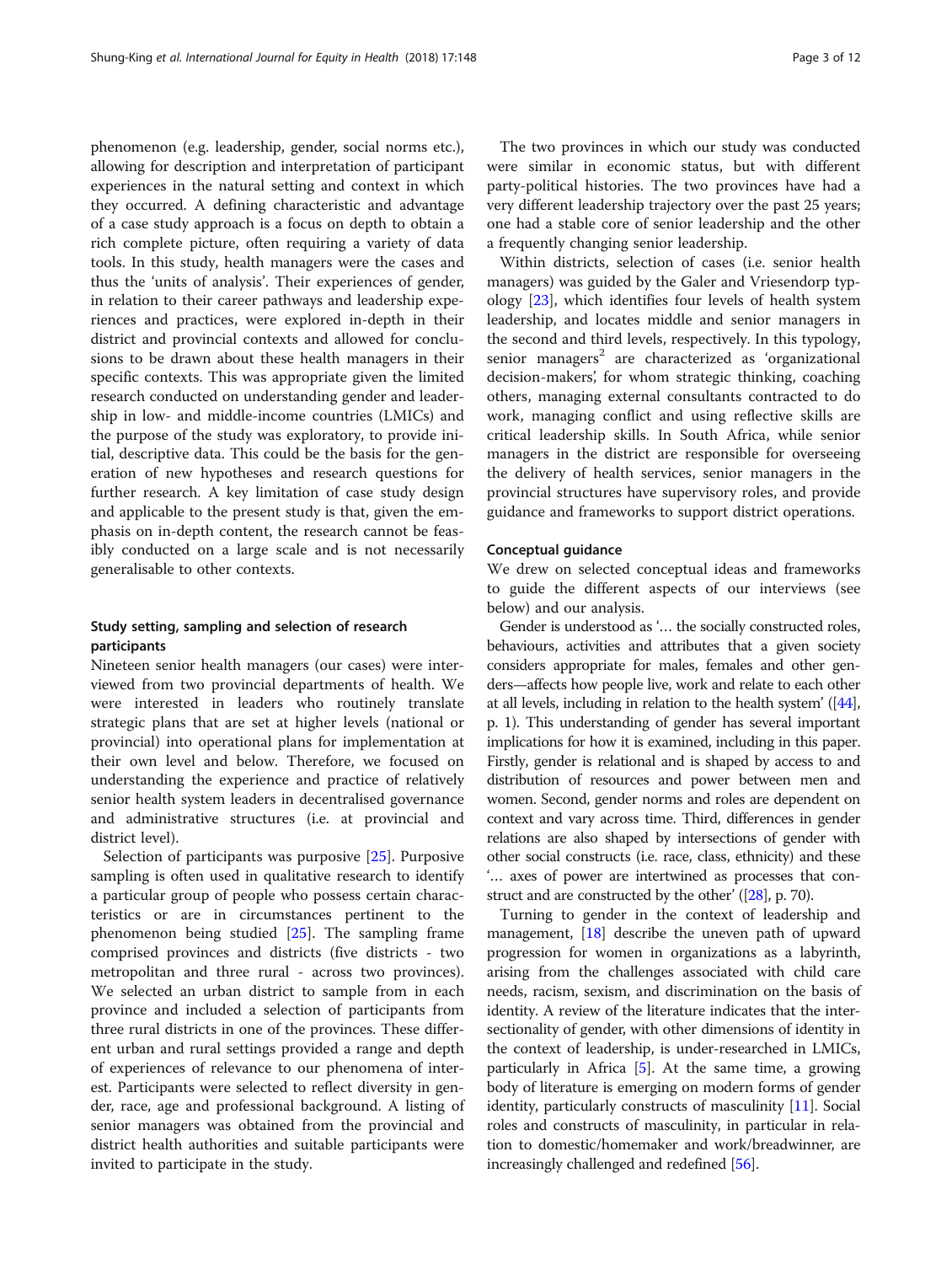phenomenon (e.g. leadership, gender, social norms etc.), allowing for description and interpretation of participant experiences in the natural setting and context in which they occurred. A defining characteristic and advantage of a case study approach is a focus on depth to obtain a rich complete picture, often requiring a variety of data tools. In this study, health managers were the cases and thus the 'units of analysis'. Their experiences of gender, in relation to their career pathways and leadership experiences and practices, were explored in-depth in their district and provincial contexts and allowed for conclusions to be drawn about these health managers in their specific contexts. This was appropriate given the limited research conducted on understanding gender and leadership in low- and middle-income countries (LMICs) and the purpose of the study was exploratory, to provide initial, descriptive data. This could be the basis for the generation of new hypotheses and research questions for further research. A key limitation of case study design and applicable to the present study is that, given the emphasis on in-depth content, the research cannot be feasibly conducted on a large scale and is not necessarily generalisable to other contexts.

### Study setting, sampling and selection of research participants

Nineteen senior health managers (our cases) were interviewed from two provincial departments of health. We were interested in leaders who routinely translate strategic plans that are set at higher levels (national or provincial) into operational plans for implementation at their own level and below. Therefore, we focused on understanding the experience and practice of relatively senior health system leaders in decentralised governance and administrative structures (i.e. at provincial and district level).

Selection of participants was purposive [25]. Purposive sampling is often used in qualitative research to identify a particular group of people who possess certain characteristics or are in circumstances pertinent to the phenomenon being studied [25]. The sampling frame comprised provinces and districts (five districts - two metropolitan and three rural - across two provinces). We selected an urban district to sample from in each province and included a selection of participants from three rural districts in one of the provinces. These different urban and rural settings provided a range and depth of experiences of relevance to our phenomena of interest. Participants were selected to reflect diversity in gender, race, age and professional background. A listing of senior managers was obtained from the provincial and district health authorities and suitable participants were invited to participate in the study.

The two provinces in which our study was conducted were similar in economic status, but with different party-political histories. The two provinces have had a very different leadership trajectory over the past 25 years; one had a stable core of senior leadership and the other a frequently changing senior leadership.

Within districts, selection of cases (i.e. senior health managers) was guided by the Galer and Vriesendorp typology [23], which identifies four levels of health system leadership, and locates middle and senior managers in the second and third levels, respectively. In this typology, senior managers[2] are characterized as 'organizational decision-makers', for whom strategic thinking, coaching others, managing external consultants contracted to do work, managing conflict and using reflective skills are critical leadership skills. In South Africa, while senior managers in the district are responsible for overseeing the delivery of health services, senior managers in the provincial structures have supervisory roles, and provide guidance and frameworks to support district operations.

### Conceptual guidance

We drew on selected conceptual ideas and frameworks to guide the different aspects of our interviews (see below) and our analysis.

Gender is understood as '… the socially constructed roles, behaviours, activities and attributes that a given society considers appropriate for males, females and other genders—affects how people live, work and relate to each other at all levels, including in relation to the health system' ([44], p. 1). This understanding of gender has several important implications for how it is examined, including in this paper. Firstly, gender is relational and is shaped by access to and distribution of resources and power between men and women. Second, gender norms and roles are dependent on context and vary across time. Third, differences in gender relations are also shaped by intersections of gender with other social constructs (i.e. race, class, ethnicity) and these '… axes of power are intertwined as processes that construct and are constructed by the other' ([28], p. 70).

Turning to gender in the context of leadership and management, [18] describe the uneven path of upward progression for women in organizations as a labyrinth, arising from the challenges associated with child care needs, racism, sexism, and discrimination on the basis of identity. A review of the literature indicates that the intersectionality of gender, with other dimensions of identity in the context of leadership, is under-researched in LMICs, particularly in Africa [5]. At the same time, a growing body of literature is emerging on modern forms of gender identity, particularly constructs of masculinity [11]. Social roles and constructs of masculinity, in particular in relation to domestic/homemaker and work/breadwinner, are increasingly challenged and redefined [56].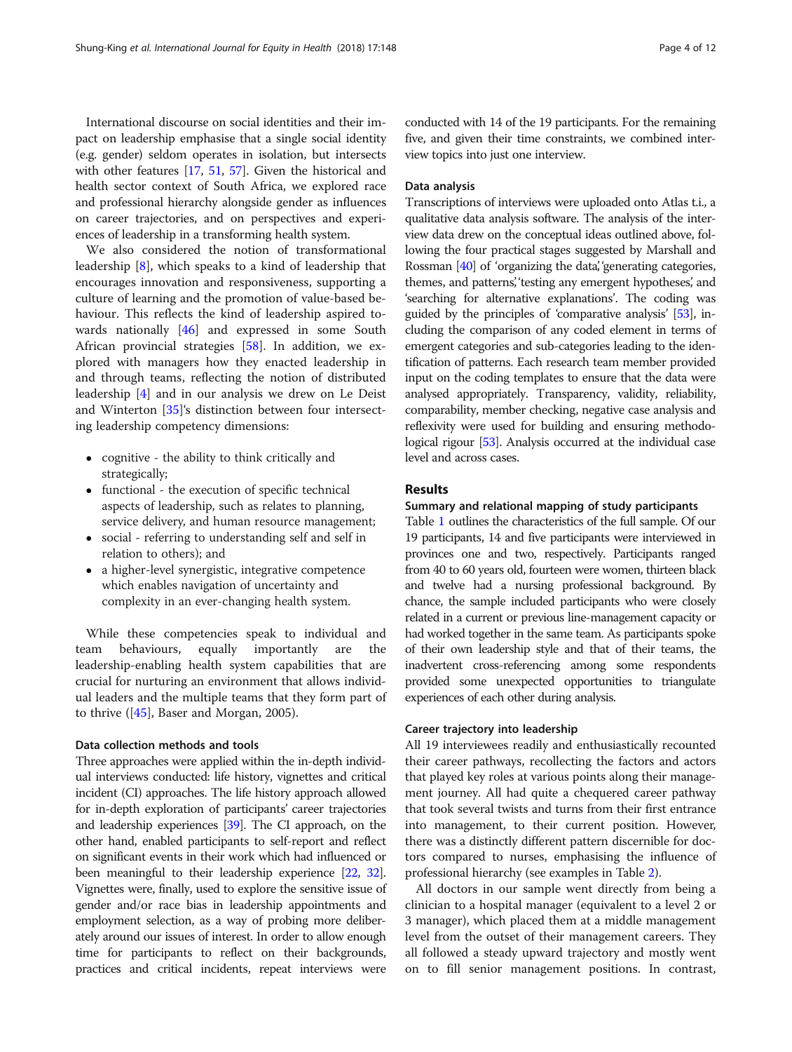International discourse on social identities and their impact on leadership emphasise that a single social identity (e.g. gender) seldom operates in isolation, but intersects with other features [17, 51, 57]. Given the historical and health sector context of South Africa, we explored race and professional hierarchy alongside gender as influences on career trajectories, and on perspectives and experiences of leadership in a transforming health system.

We also considered the notion of transformational leadership [8], which speaks to a kind of leadership that encourages innovation and responsiveness, supporting a culture of learning and the promotion of value-based behaviour. This reflects the kind of leadership aspired towards nationally [46] and expressed in some South African provincial strategies [58]. In addition, we explored with managers how they enacted leadership in and through teams, reflecting the notion of distributed leadership [4] and in our analysis we drew on Le Deist and Winterton [35]'s distinction between four intersecting leadership competency dimensions:

- cognitive - the ability to think critically and strategically;
- functional - the execution of specific technical aspects of leadership, such as relates to planning, service delivery, and human resource management;
- social - referring to understanding self and self in relation to others); and
- a higher-level synergistic, integrative competence which enables navigation of uncertainty and complexity in an ever-changing health system.

While these competencies speak to individual and team behaviours, equally importantly are the leadership-enabling health system capabilities that are crucial for nurturing an environment that allows individual leaders and the multiple teams that they form part of to thrive ([45], Baser and Morgan, 2005).

### Data collection methods and tools

Three approaches were applied within the in-depth individual interviews conducted: life history, vignettes and critical incident (CI) approaches. The life history approach allowed for in-depth exploration of participants' career trajectories and leadership experiences [39]. The CI approach, on the other hand, enabled participants to self-report and reflect on significant events in their work which had influenced or been meaningful to their leadership experience [22, 32]. Vignettes were, finally, used to explore the sensitive issue of gender and/or race bias in leadership appointments and employment selection, as a way of probing more deliberately around our issues of interest. In order to allow enough time for participants to reflect on their backgrounds, practices and critical incidents, repeat interviews were conducted with 14 of the 19 participants. For the remaining five, and given their time constraints, we combined interview topics into just one interview.

### Data analysis

Transcriptions of interviews were uploaded onto Atlas t.i., a qualitative data analysis software. The analysis of the interview data drew on the conceptual ideas outlined above, following the four practical stages suggested by Marshall and Rossman [40] of 'organizing the data', 'generating categories, themes, and patterns', 'testing any emergent hypotheses', and 'searching for alternative explanations'. The coding was guided by the principles of 'comparative analysis' [53], including the comparison of any coded element in terms of emergent categories and sub-categories leading to the identification of patterns. Each research team member provided input on the coding templates to ensure that the data were analysed appropriately. Transparency, validity, reliability, comparability, member checking, negative case analysis and reflexivity were used for building and ensuring methodological rigour [53]. Analysis occurred at the individual case level and across cases.

## Results

### Summary and relational mapping of study participants

Table 1 outlines the characteristics of the full sample. Of our 19 participants, 14 and five participants were interviewed in provinces one and two, respectively. Participants ranged from 40 to 60 years old, fourteen were women, thirteen black and twelve had a nursing professional background. By chance, the sample included participants who were closely related in a current or previous line-management capacity or had worked together in the same team. As participants spoke of their own leadership style and that of their teams, the inadvertent cross-referencing among some respondents provided some unexpected opportunities to triangulate experiences of each other during analysis.

### Career trajectory into leadership

All 19 interviewees readily and enthusiastically recounted their career pathways, recollecting the factors and actors that played key roles at various points along their management journey. All had quite a chequered career pathway that took several twists and turns from their first entrance into management, to their current position. However, there was a distinctly different pattern discernible for doctors compared to nurses, emphasising the influence of professional hierarchy (see examples in Table 2).

All doctors in our sample went directly from being a clinician to a hospital manager (equivalent to a level 2 or 3 manager), which placed them at a middle management level from the outset of their management careers. They all followed a steady upward trajectory and mostly went on to fill senior management positions. In contrast,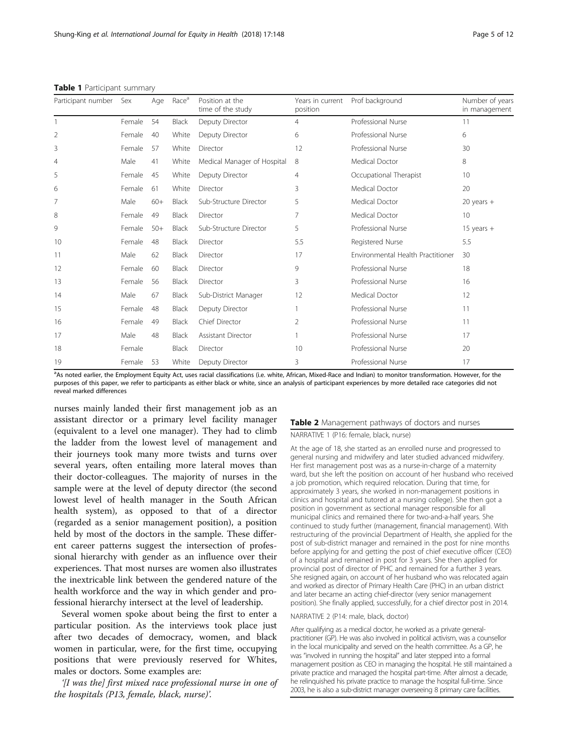**Table 1** Participant summary

| Participant number | Sex | Age | Race[a] | Position at the time of the study | Years in current position | Prof background | Number of years in management |
|---|---|---|---|---|---|---|---|
| 1 | Female | 54 | Black | Deputy Director | 4 | Professional Nurse | 11 |
| 2 | Female | 40 | White | Deputy Director | 6 | Professional Nurse | 6 |
| 3 | Female | 57 | White | Director | 12 | Professional Nurse | 30 |
| 4 | Male | 41 | White | Medical Manager of Hospital | 8 | Medical Doctor | 8 |
| 5 | Female | 45 | White | Deputy Director | 4 | Occupational Therapist | 10 |
| 6 | Female | 61 | White | Director | 3 | Medical Doctor | 20 |
| 7 | Male | 60+ | Black | Sub-Structure Director | 5 | Medical Doctor | 20 years + |
| 8 | Female | 49 | Black | Director | 7 | Medical Doctor | 10 |
| 9 | Female | 50+ | Black | Sub-Structure Director | 5 | Professional Nurse | 15 years + |
| 10 | Female | 48 | Black | Director | 5.5 | Registered Nurse | 5.5 |
| 11 | Male | 62 | Black | Director | 17 | Environmental Health Practitioner | 30 |
| 12 | Female | 60 | Black | Director | 9 | Professional Nurse | 18 |
| 13 | Female | 56 | Black | Director | 3 | Professional Nurse | 16 |
| 14 | Male | 67 | Black | Sub-District Manager | 12 | Medical Doctor | 12 |
| 15 | Female | 48 | Black | Deputy Director | 1 | Professional Nurse | 11 |
| 16 | Female | 49 | Black | Chief Director | 2 | Professional Nurse | 11 |
| 17 | Male | 48 | Black | Assistant Director | 1 | Professional Nurse | 17 |
| 18 | Female | | Black | Director | 10 | Professional Nurse | 20 |
| 19 | Female | 53 | White | Deputy Director | 3 | Professional Nurse | 17 |

[a]As noted earlier, the Employment Equity Act, uses racial classifications (i.e. white, African, Mixed-Race and Indian) to monitor transformation. However, for the purposes of this paper, we refer to participants as either black or white, since an analysis of participant experiences by more detailed race categories did not reveal marked differences

nurses mainly landed their first management job as an assistant director or a primary level facility manager (equivalent to a level one manager). They had to climb the ladder from the lowest level of management and their journeys took many more twists and turns over several years, often entailing more lateral moves than their doctor-colleagues. The majority of nurses in the sample were at the level of deputy director (the second lowest level of health manager in the South African health system), as opposed to that of a director (regarded as a senior management position), a position held by most of the doctors in the sample. These different career patterns suggest the intersection of professional hierarchy with gender as an influence over their experiences. That most nurses are women also illustrates the inextricable link between the gendered nature of the health workforce and the way in which gender and professional hierarchy intersect at the level of leadership.

Several women spoke about being the first to enter a particular position. As the interviews took place just after two decades of democracy, women, and black women in particular, were, for the first time, occupying positions that were previously reserved for Whites, males or doctors. Some examples are:

*'[I was the] first mixed race professional nurse in one of the hospitals (P13, female, black, nurse)'.*

**Table 2** Management pathways of doctors and nurses

NARRATIVE 1 (P16: female, black, nurse)

At the age of 18, she started as an enrolled nurse and progressed to general nursing and midwifery and later studied advanced midwifery. Her first management post was as a nurse-in-charge of a maternity ward, but she left the position on account of her husband who received a job promotion, which required relocation. During that time, for approximately 3 years, she worked in non-management positions in clinics and hospital and tutored at a nursing college). She then got a position in government as sectional manager responsible for all municipal clinics and remained there for two-and-a-half years. She continued to study further (management, financial management). With restructuring of the provincial Department of Health, she applied for the post of sub-district manager and remained in the post for nine months before applying for and getting the post of chief executive officer (CEO) of a hospital and remained in post for 3 years. She then applied for provincial post of director of PHC and remained for a further 3 years. She resigned again, on account of her husband who was relocated again and worked as director of Primary Health Care (PHC) in an urban district and later became an acting chief-director (very senior management position). She finally applied, successfully, for a chief director post in 2014.

NARRATIVE 2 (P14: male, black, doctor)

After qualifying as a medical doctor, he worked as a private general-practitioner (GP). He was also involved in political activism, was a counsellor in the local municipality and served on the health committee. As a GP, he was "involved in running the hospital" and later stepped into a formal management position as CEO in managing the hospital. He still maintained a private practice and managed the hospital part-time. After almost a decade, he relinquished his private practice to manage the hospital full-time. Since 2003, he is also a sub-district manager overseeing 8 primary care facilities.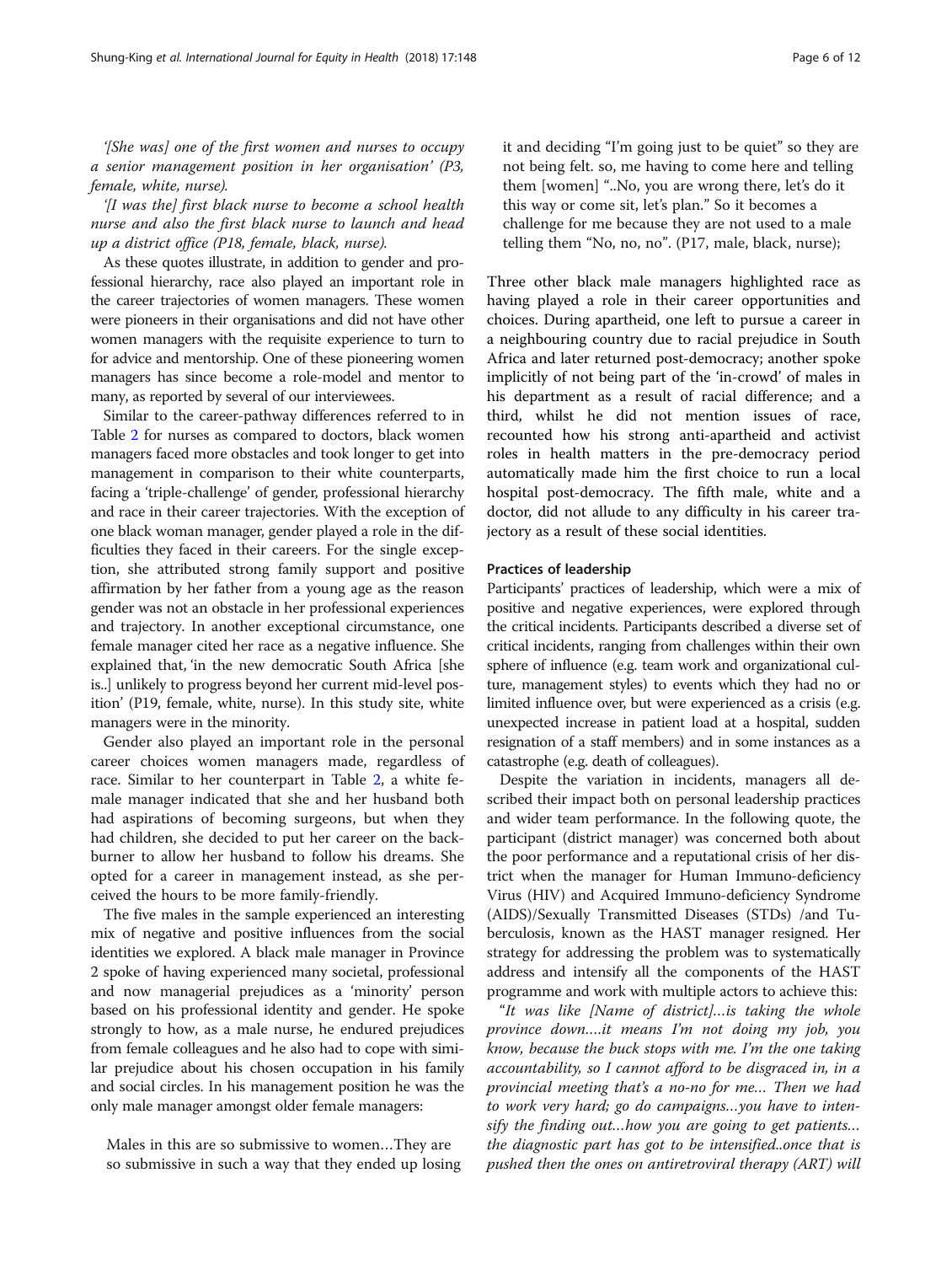*'[She was] one of the first women and nurses to occupy a senior management position in her organisation' (P3, female, white, nurse).*

*'[I was the] first black nurse to become a school health nurse and also the first black nurse to launch and head up a district office (P18, female, black, nurse).*

As these quotes illustrate, in addition to gender and professional hierarchy, race also played an important role in the career trajectories of women managers. These women were pioneers in their organisations and did not have other women managers with the requisite experience to turn to for advice and mentorship. One of these pioneering women managers has since become a role-model and mentor to many, as reported by several of our interviewees.

Similar to the career-pathway differences referred to in Table 2 for nurses as compared to doctors, black women managers faced more obstacles and took longer to get into management in comparison to their white counterparts, facing a 'triple-challenge' of gender, professional hierarchy and race in their career trajectories. With the exception of one black woman manager, gender played a role in the difficulties they faced in their careers. For the single exception, she attributed strong family support and positive affirmation by her father from a young age as the reason gender was not an obstacle in her professional experiences and trajectory. In another exceptional circumstance, one female manager cited her race as a negative influence. She explained that, 'in the new democratic South Africa [she is..] unlikely to progress beyond her current mid-level position' (P19, female, white, nurse). In this study site, white managers were in the minority.

Gender also played an important role in the personal career choices women managers made, regardless of race. Similar to her counterpart in Table 2, a white female manager indicated that she and her husband both had aspirations of becoming surgeons, but when they had children, she decided to put her career on the backburner to allow her husband to follow his dreams. She opted for a career in management instead, as she perceived the hours to be more family-friendly.

The five males in the sample experienced an interesting mix of negative and positive influences from the social identities we explored. A black male manager in Province 2 spoke of having experienced many societal, professional and now managerial prejudices as a 'minority' person based on his professional identity and gender. He spoke strongly to how, as a male nurse, he endured prejudices from female colleagues and he also had to cope with similar prejudice about his chosen occupation in his family and social circles. In his management position he was the only male manager amongst older female managers:

> Males in this are so submissive to women…They are so submissive in such a way that they ended up losing it and deciding "I'm going just to be quiet" so they are not being felt. so, me having to come here and telling them [women] "..No, you are wrong there, let's do it this way or come sit, let's plan." So it becomes a challenge for me because they are not used to a male telling them "No, no, no". (P17, male, black, nurse);

Three other black male managers highlighted race as having played a role in their career opportunities and choices. During apartheid, one left to pursue a career in a neighbouring country due to racial prejudice in South Africa and later returned post-democracy; another spoke implicitly of not being part of the 'in-crowd' of males in his department as a result of racial difference; and a third, whilst he did not mention issues of race, recounted how his strong anti-apartheid and activist roles in health matters in the pre-democracy period automatically made him the first choice to run a local hospital post-democracy. The fifth male, white and a doctor, did not allude to any difficulty in his career trajectory as a result of these social identities.

### Practices of leadership

Participants' practices of leadership, which were a mix of positive and negative experiences, were explored through the critical incidents. Participants described a diverse set of critical incidents, ranging from challenges within their own sphere of influence (e.g. team work and organizational culture, management styles) to events which they had no or limited influence over, but were experienced as a crisis (e.g. unexpected increase in patient load at a hospital, sudden resignation of a staff members) and in some instances as a catastrophe (e.g. death of colleagues).

Despite the variation in incidents, managers all described their impact both on personal leadership practices and wider team performance. In the following quote, the participant (district manager) was concerned both about the poor performance and a reputational crisis of her district when the manager for Human Immuno-deficiency Virus (HIV) and Acquired Immuno-deficiency Syndrome (AIDS)/Sexually Transmitted Diseases (STDs) /and Tuberculosis, known as the HAST manager resigned. Her strategy for addressing the problem was to systematically address and intensify all the components of the HAST programme and work with multiple actors to achieve this:

*"It was like [Name of district]…is taking the whole province down….it means I'm not doing my job, you know, because the buck stops with me. I'm the one taking accountability, so I cannot afford to be disgraced in, in a provincial meeting that's a no-no for me… Then we had to work very hard; go do campaigns…you have to intensify the finding out…how you are going to get patients… the diagnostic part has got to be intensified..once that is pushed then the ones on antiretroviral therapy (ART) will*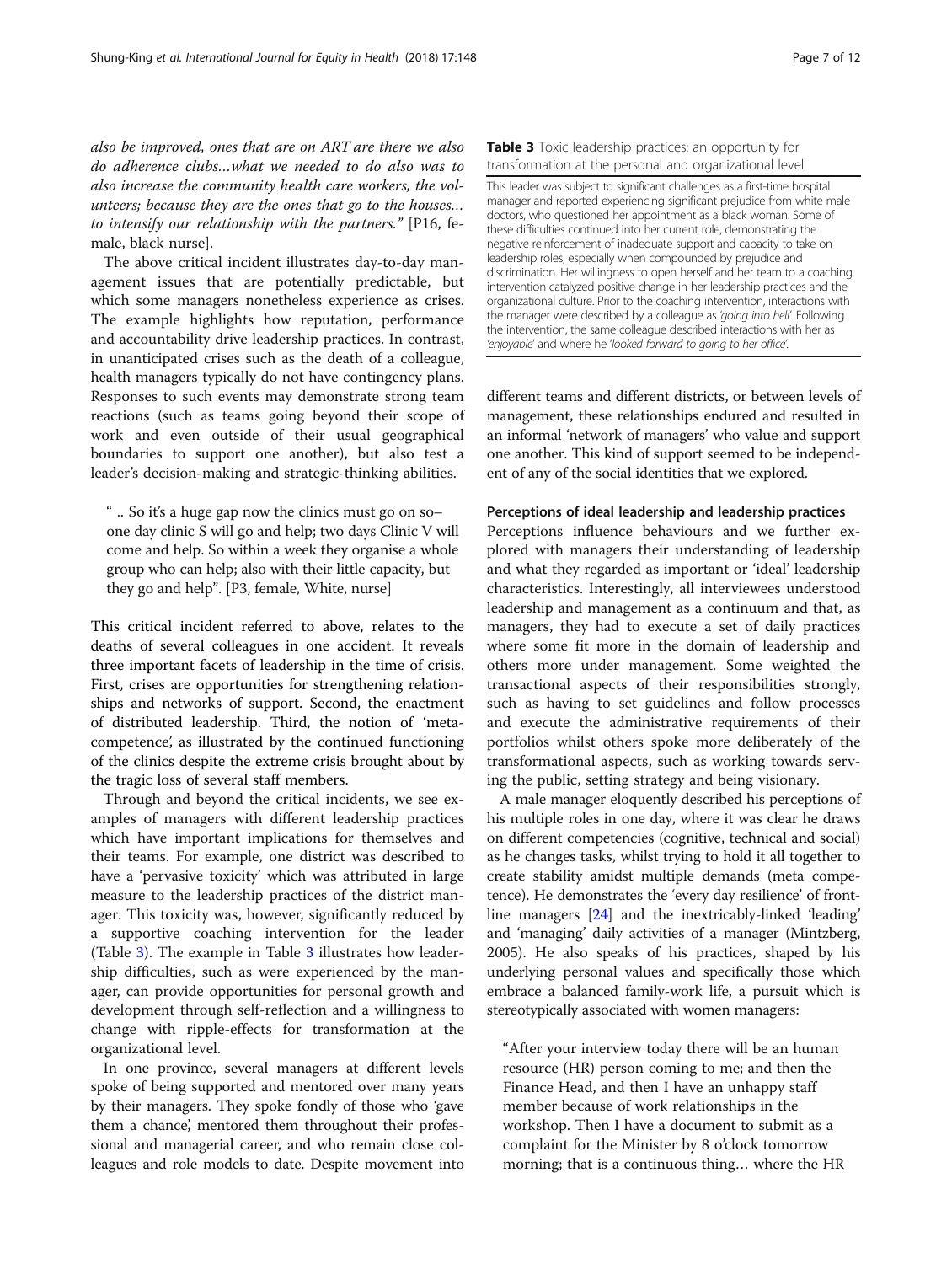*also be improved, ones that are on ART are there we also do adherence clubs…what we needed to do also was to also increase the community health care workers, the volunteers; because they are the ones that go to the houses… to intensify our relationship with the partners."* [P16, female, black nurse].

The above critical incident illustrates day-to-day management issues that are potentially predictable, but which some managers nonetheless experience as crises. The example highlights how reputation, performance and accountability drive leadership practices. In contrast, in unanticipated crises such as the death of a colleague, health managers typically do not have contingency plans. Responses to such events may demonstrate strong team reactions (such as teams going beyond their scope of work and even outside of their usual geographical boundaries to support one another), but also test a leader's decision-making and strategic-thinking abilities.

> " .. So it's a huge gap now the clinics must go on so– one day clinic S will go and help; two days Clinic V will come and help. So within a week they organise a whole group who can help; also with their little capacity, but they go and help". [P3, female, White, nurse]

This critical incident referred to above, relates to the deaths of several colleagues in one accident. It reveals three important facets of leadership in the time of crisis. First, crises are opportunities for strengthening relationships and networks of support. Second, the enactment of distributed leadership. Third, the notion of 'meta-competence', as illustrated by the continued functioning of the clinics despite the extreme crisis brought about by the tragic loss of several staff members.

Through and beyond the critical incidents, we see examples of managers with different leadership practices which have important implications for themselves and their teams. For example, one district was described to have a 'pervasive toxicity' which was attributed in large measure to the leadership practices of the district manager. This toxicity was, however, significantly reduced by a supportive coaching intervention for the leader (Table 3). The example in Table 3 illustrates how leadership difficulties, such as were experienced by the manager, can provide opportunities for personal growth and development through self-reflection and a willingness to change with ripple-effects for transformation at the organizational level.

In one province, several managers at different levels spoke of being supported and mentored over many years by their managers. They spoke fondly of those who 'gave them a chance', mentored them throughout their professional and managerial career, and who remain close colleagues and role models to date. Despite movement into different teams and different districts, or between levels of management, these relationships endured and resulted in an informal 'network of managers' who value and support one another. This kind of support seemed to be independent of any of the social identities that we explored.

**Table 3** Toxic leadership practices: an opportunity for transformation at the personal and organizational level

| |
|---|
| This leader was subject to significant challenges as a first-time hospital manager and reported experiencing significant prejudice from white male doctors, who questioned her appointment as a black woman. Some of these difficulties continued into her current role, demonstrating the negative reinforcement of inadequate support and capacity to take on leadership roles, especially when compounded by prejudice and discrimination. Her willingness to open herself and her team to a coaching intervention catalyzed positive change in her leadership practices and the organizational culture. Prior to the coaching intervention, interactions with the manager were described by a colleague as *'going into hell'*. Following the intervention, the same colleague described interactions with her as *'enjoyable'* and where he *'looked forward to going to her office'*. |

#### Perceptions of ideal leadership and leadership practices

Perceptions influence behaviours and we further explored with managers their understanding of leadership and what they regarded as important or 'ideal' leadership characteristics. Interestingly, all interviewees understood leadership and management as a continuum and that, as managers, they had to execute a set of daily practices where some fit more in the domain of leadership and others more under management. Some weighted the transactional aspects of their responsibilities strongly, such as having to set guidelines and follow processes and execute the administrative requirements of their portfolios whilst others spoke more deliberately of the transformational aspects, such as working towards serving the public, setting strategy and being visionary.

A male manager eloquently described his perceptions of his multiple roles in one day, where it was clear he draws on different competencies (cognitive, technical and social) as he changes tasks, whilst trying to hold it all together to create stability amidst multiple demands (meta competence). He demonstrates the 'every day resilience' of front-line managers [24] and the inextricably-linked 'leading' and 'managing' daily activities of a manager (Mintzberg, 2005). He also speaks of his practices, shaped by his underlying personal values and specifically those which embrace a balanced family-work life, a pursuit which is stereotypically associated with women managers:

> "After your interview today there will be an human resource (HR) person coming to me; and then the Finance Head, and then I have an unhappy staff member because of work relationships in the workshop. Then I have a document to submit as a complaint for the Minister by 8 o'clock tomorrow morning; that is a continuous thing… where the HR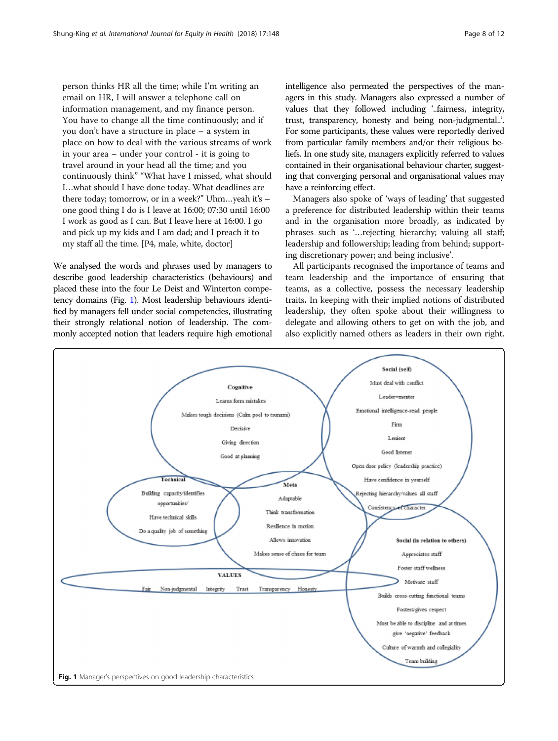person thinks HR all the time; while I'm writing an email on HR, I will answer a telephone call on information management, and my finance person. You have to change all the time continuously; and if you don't have a structure in place – a system in place on how to deal with the various streams of work in your area – under your control - it is going to travel around in your head all the time; and you continuously think" "What have I missed, what should I…what should I have done today. What deadlines are there today; tomorrow, or in a week?" Uhm…yeah it's – one good thing I do is I leave at 16:00; 07:30 until 16:00 I work as good as I can. But I leave here at 16:00. I go and pick up my kids and I am dad; and I preach it to my staff all the time. [P4, male, white, doctor]

We analysed the words and phrases used by managers to describe good leadership characteristics (behaviours) and placed these into the four Le Deist and Winterton competency domains (Fig. 1). Most leadership behaviours identified by managers fell under social competencies, illustrating their strongly relational notion of leadership. The commonly accepted notion that leaders require high emotional intelligence also permeated the perspectives of the managers in this study. Managers also expressed a number of values that they followed including '..fairness, integrity, trust, transparency, honesty and being non-judgmental..'. For some participants, these values were reportedly derived from particular family members and/or their religious beliefs. In one study site, managers explicitly referred to values contained in their organisational behaviour charter, suggesting that converging personal and organisational values may have a reinforcing effect.

Managers also spoke of 'ways of leading' that suggested a preference for distributed leadership within their teams and in the organisation more broadly, as indicated by phrases such as '…rejecting hierarchy; valuing all staff; leadership and followership; leading from behind; supporting discretionary power; and being inclusive'.

All participants recognised the importance of teams and team leadership and the importance of ensuring that teams, as a collective, possess the necessary leadership traits. In keeping with their implied notions of distributed leadership, they often spoke about their willingness to delegate and allowing others to get on with the job, and also explicitly named others as leaders in their own right.

Cognitive
Learns form mistakes
Makes tough decisions (Calm pool to tsunami)
Decisive
Giving direction
Good at planning

Social (self)
Must deal with conflict
Leader=mentor
Emotional intelligence-read people
Firm
Lenient
Good listener
Open door policy (leadership practice)
Have confidence in yourself
Rejecting hierarchy/values all staff
Consistency of character

Technical
Building capacity/identifies opportunities/
Have technical skills
Do a quality job of something

Meta
Adaptable
Think transformation
Resilience in motion
Allows innovation
Makes sense of chaos for team

Social (in relation to others)
Appreciates staff
Foster staff wellness
Motivate staff
Builds cross-cutting functional teams
Fosters/gives respect
Must be able to discipline and at times give 'negative' feedback
Culture of warmth and collegiality
Team building

VALUES
Fair Non-judgmental Integrity Trust Transparency Honesty

**Fig. 1** Manager's perspectives on good leadership characteristics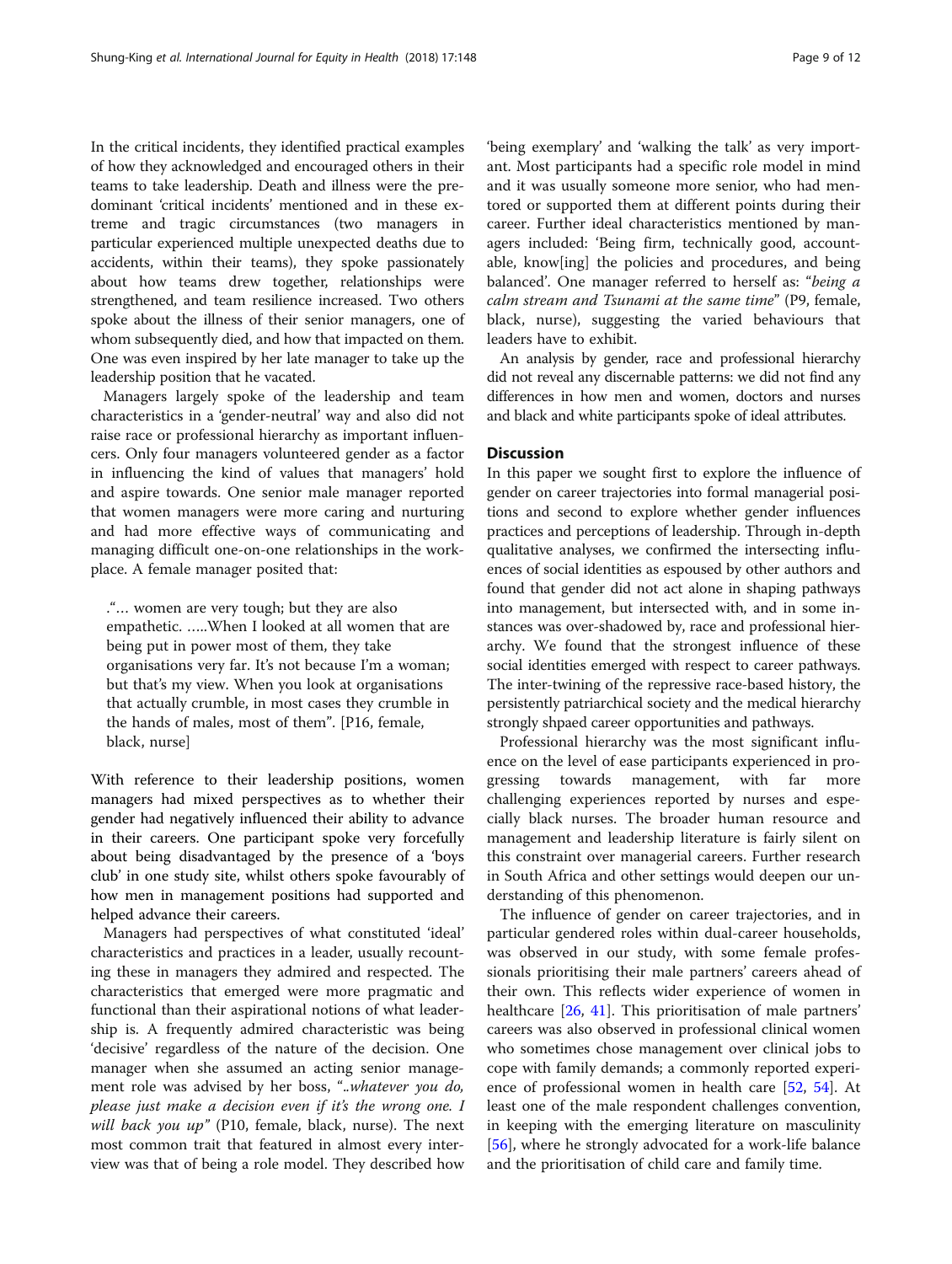In the critical incidents, they identified practical examples of how they acknowledged and encouraged others in their teams to take leadership. Death and illness were the predominant 'critical incidents' mentioned and in these extreme and tragic circumstances (two managers in particular experienced multiple unexpected deaths due to accidents, within their teams), they spoke passionately about how teams drew together, relationships were strengthened, and team resilience increased. Two others spoke about the illness of their senior managers, one of whom subsequently died, and how that impacted on them. One was even inspired by her late manager to take up the leadership position that he vacated.

Managers largely spoke of the leadership and team characteristics in a 'gender-neutral' way and also did not raise race or professional hierarchy as important influencers. Only four managers volunteered gender as a factor in influencing the kind of values that managers' hold and aspire towards. One senior male manager reported that women managers were more caring and nurturing and had more effective ways of communicating and managing difficult one-on-one relationships in the workplace. A female manager posited that:

> ."… women are very tough; but they are also empathetic. …..When I looked at all women that are being put in power most of them, they take organisations very far. It's not because I'm a woman; but that's my view. When you look at organisations that actually crumble, in most cases they crumble in the hands of males, most of them". [P16, female, black, nurse]

With reference to their leadership positions, women managers had mixed perspectives as to whether their gender had negatively influenced their ability to advance in their careers. One participant spoke very forcefully about being disadvantaged by the presence of a 'boys club' in one study site, whilst others spoke favourably of how men in management positions had supported and helped advance their careers.

Managers had perspectives of what constituted 'ideal' characteristics and practices in a leader, usually recounting these in managers they admired and respected. The characteristics that emerged were more pragmatic and functional than their aspirational notions of what leadership is. A frequently admired characteristic was being 'decisive' regardless of the nature of the decision. One manager when she assumed an acting senior management role was advised by her boss, "*..whatever you do, please just make a decision even if it's the wrong one. I will back you up"* (P10, female, black, nurse). The next most common trait that featured in almost every interview was that of being a role model. They described how 'being exemplary' and 'walking the talk' as very important. Most participants had a specific role model in mind and it was usually someone more senior, who had mentored or supported them at different points during their career. Further ideal characteristics mentioned by managers included: 'Being firm, technically good, accountable, know[ing] the policies and procedures, and being balanced'. One manager referred to herself as: "*being a calm stream and Tsunami at the same time*" (P9, female, black, nurse), suggesting the varied behaviours that leaders have to exhibit.

An analysis by gender, race and professional hierarchy did not reveal any discernable patterns: we did not find any differences in how men and women, doctors and nurses and black and white participants spoke of ideal attributes.

## Discussion

In this paper we sought first to explore the influence of gender on career trajectories into formal managerial positions and second to explore whether gender influences practices and perceptions of leadership. Through in-depth qualitative analyses, we confirmed the intersecting influences of social identities as espoused by other authors and found that gender did not act alone in shaping pathways into management, but intersected with, and in some instances was over-shadowed by, race and professional hierarchy. We found that the strongest influence of these social identities emerged with respect to career pathways. The inter-twining of the repressive race-based history, the persistently patriarchical society and the medical hierarchy strongly shpaed career opportunities and pathways.

Professional hierarchy was the most significant influence on the level of ease participants experienced in progressing towards management, with far more challenging experiences reported by nurses and especially black nurses. The broader human resource and management and leadership literature is fairly silent on this constraint over managerial careers. Further research in South Africa and other settings would deepen our understanding of this phenomenon.

The influence of gender on career trajectories, and in particular gendered roles within dual-career households, was observed in our study, with some female professionals prioritising their male partners' careers ahead of their own. This reflects wider experience of women in healthcare [26, 41]. This prioritisation of male partners' careers was also observed in professional clinical women who sometimes chose management over clinical jobs to cope with family demands; a commonly reported experience of professional women in health care [52, 54]. At least one of the male respondent challenges convention, in keeping with the emerging literature on masculinity [56], where he strongly advocated for a work-life balance and the prioritisation of child care and family time.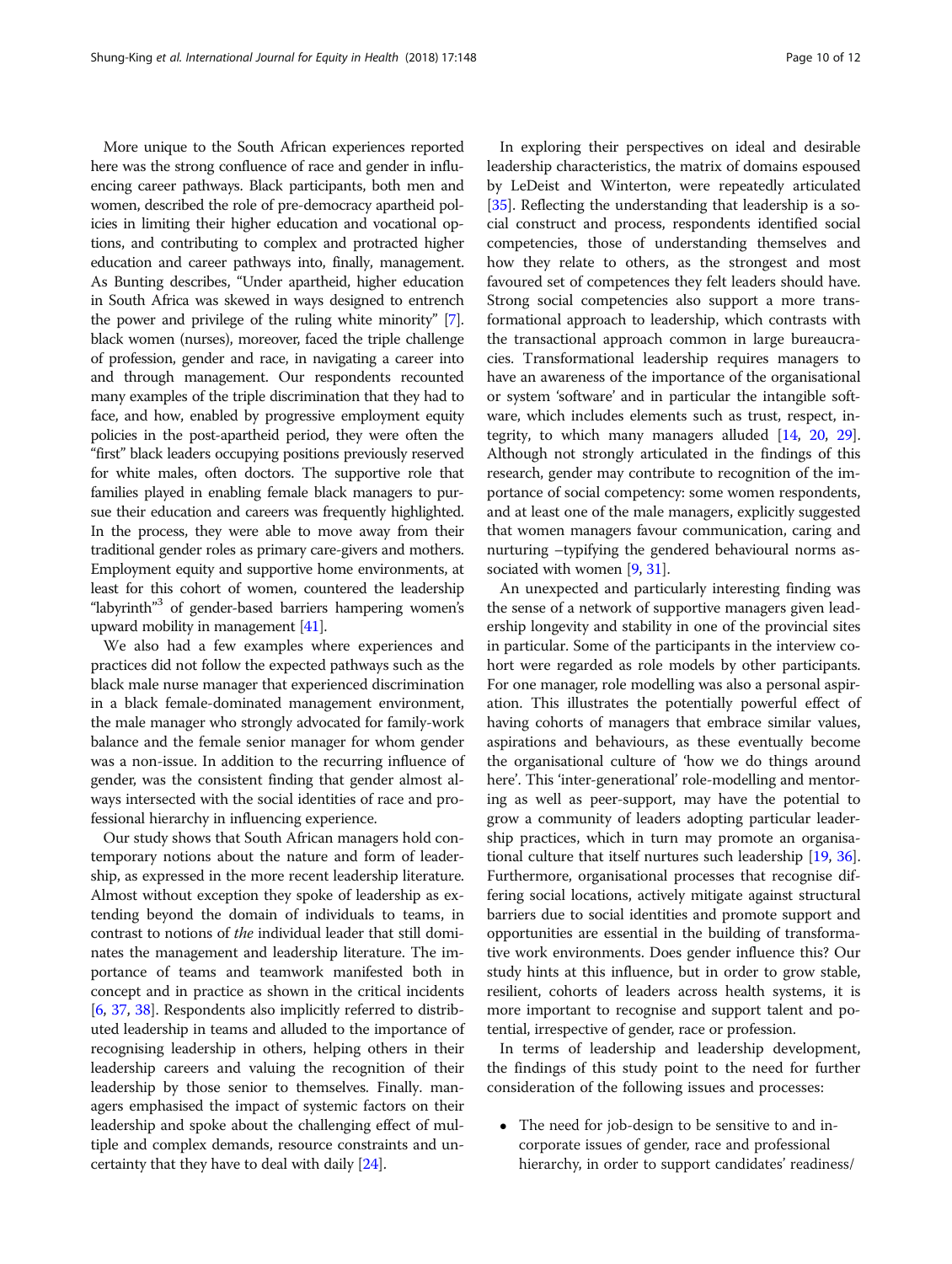More unique to the South African experiences reported here was the strong confluence of race and gender in influencing career pathways. Black participants, both men and women, described the role of pre-democracy apartheid policies in limiting their higher education and vocational options, and contributing to complex and protracted higher education and career pathways into, finally, management. As Bunting describes, "Under apartheid, higher education in South Africa was skewed in ways designed to entrench the power and privilege of the ruling white minority" [7]. black women (nurses), moreover, faced the triple challenge of profession, gender and race, in navigating a career into and through management. Our respondents recounted many examples of the triple discrimination that they had to face, and how, enabled by progressive employment equity policies in the post-apartheid period, they were often the "first" black leaders occupying positions previously reserved for white males, often doctors. The supportive role that families played in enabling female black managers to pursue their education and careers was frequently highlighted. In the process, they were able to move away from their traditional gender roles as primary care-givers and mothers. Employment equity and supportive home environments, at least for this cohort of women, countered the leadership "labyrinth"[3] of gender-based barriers hampering women's upward mobility in management [41].

We also had a few examples where experiences and practices did not follow the expected pathways such as the black male nurse manager that experienced discrimination in a black female-dominated management environment, the male manager who strongly advocated for family-work balance and the female senior manager for whom gender was a non-issue. In addition to the recurring influence of gender, was the consistent finding that gender almost always intersected with the social identities of race and professional hierarchy in influencing experience.

Our study shows that South African managers hold contemporary notions about the nature and form of leadership, as expressed in the more recent leadership literature. Almost without exception they spoke of leadership as extending beyond the domain of individuals to teams, in contrast to notions of *the* individual leader that still dominates the management and leadership literature. The importance of teams and teamwork manifested both in concept and in practice as shown in the critical incidents [6, 37, 38]. Respondents also implicitly referred to distributed leadership in teams and alluded to the importance of recognising leadership in others, helping others in their leadership careers and valuing the recognition of their leadership by those senior to themselves. Finally. managers emphasised the impact of systemic factors on their leadership and spoke about the challenging effect of multiple and complex demands, resource constraints and uncertainty that they have to deal with daily [24].

In exploring their perspectives on ideal and desirable leadership characteristics, the matrix of domains espoused by LeDeist and Winterton, were repeatedly articulated [35]. Reflecting the understanding that leadership is a social construct and process, respondents identified social competencies, those of understanding themselves and how they relate to others, as the strongest and most favoured set of competences they felt leaders should have. Strong social competencies also support a more transformational approach to leadership, which contrasts with the transactional approach common in large bureaucracies. Transformational leadership requires managers to have an awareness of the importance of the organisational or system 'software' and in particular the intangible software, which includes elements such as trust, respect, integrity, to which many managers alluded [14, 20, 29]. Although not strongly articulated in the findings of this research, gender may contribute to recognition of the importance of social competency: some women respondents, and at least one of the male managers, explicitly suggested that women managers favour communication, caring and nurturing –typifying the gendered behavioural norms associated with women [9, 31].

An unexpected and particularly interesting finding was the sense of a network of supportive managers given leadership longevity and stability in one of the provincial sites in particular. Some of the participants in the interview cohort were regarded as role models by other participants. For one manager, role modelling was also a personal aspiration. This illustrates the potentially powerful effect of having cohorts of managers that embrace similar values, aspirations and behaviours, as these eventually become the organisational culture of 'how we do things around here'. This 'inter-generational' role-modelling and mentoring as well as peer-support, may have the potential to grow a community of leaders adopting particular leadership practices, which in turn may promote an organisational culture that itself nurtures such leadership [19, 36]. Furthermore, organisational processes that recognise differing social locations, actively mitigate against structural barriers due to social identities and promote support and opportunities are essential in the building of transformative work environments. Does gender influence this? Our study hints at this influence, but in order to grow stable, resilient, cohorts of leaders across health systems, it is more important to recognise and support talent and potential, irrespective of gender, race or profession.

In terms of leadership and leadership development, the findings of this study point to the need for further consideration of the following issues and processes:

- The need for job-design to be sensitive to and incorporate issues of gender, race and professional hierarchy, in order to support candidates' readiness/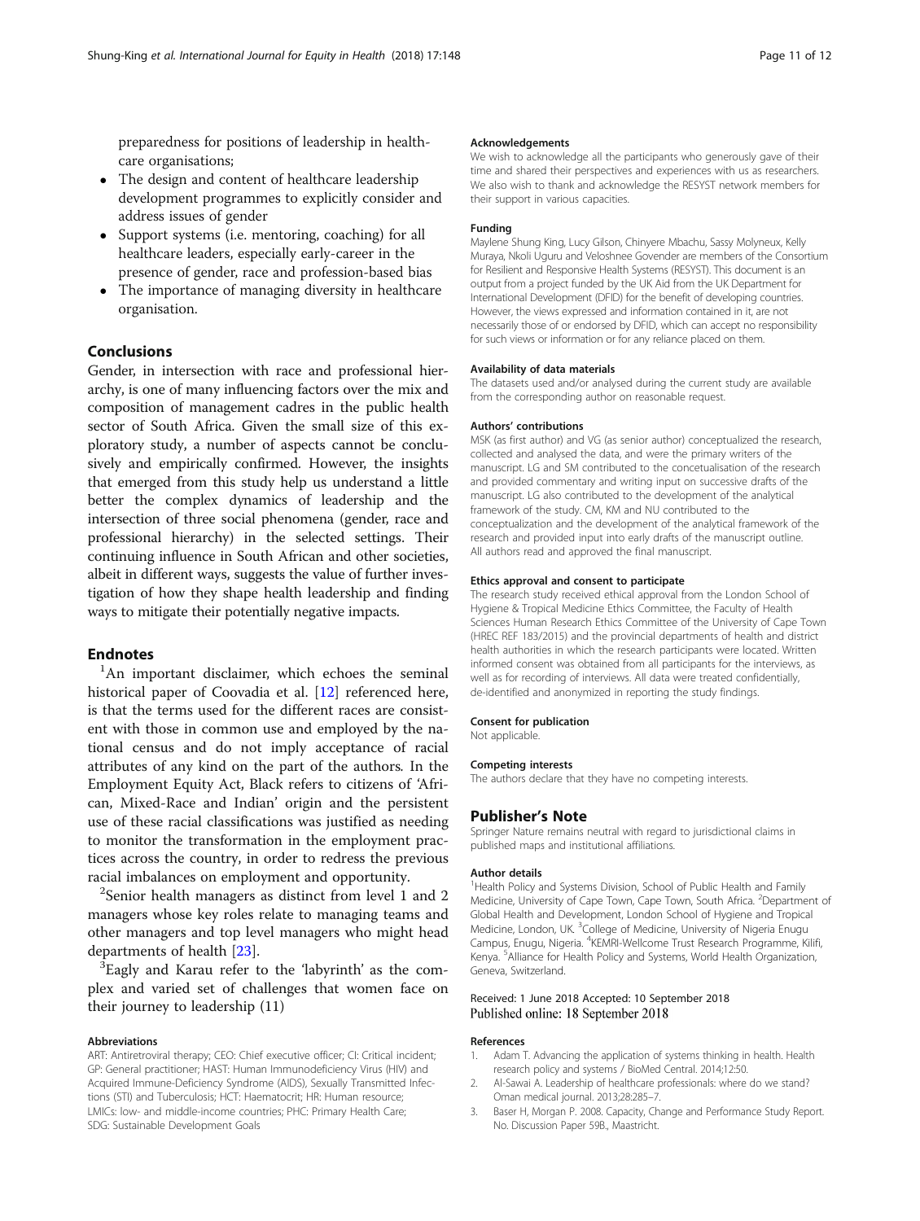preparedness for positions of leadership in healthcare organisations;

- The design and content of healthcare leadership development programmes to explicitly consider and address issues of gender
- Support systems (i.e. mentoring, coaching) for all healthcare leaders, especially early-career in the presence of gender, race and profession-based bias
- The importance of managing diversity in healthcare organisation.

## Conclusions

Gender, in intersection with race and professional hierarchy, is one of many influencing factors over the mix and composition of management cadres in the public health sector of South Africa. Given the small size of this exploratory study, a number of aspects cannot be conclusively and empirically confirmed. However, the insights that emerged from this study help us understand a little better the complex dynamics of leadership and the intersection of three social phenomena (gender, race and professional hierarchy) in the selected settings. Their continuing influence in South African and other societies, albeit in different ways, suggests the value of further investigation of how they shape health leadership and finding ways to mitigate their potentially negative impacts.

## Endnotes

[1]An important disclaimer, which echoes the seminal historical paper of Coovadia et al. [12] referenced here, is that the terms used for the different races are consistent with those in common use and employed by the national census and do not imply acceptance of racial attributes of any kind on the part of the authors. In the Employment Equity Act, Black refers to citizens of 'African, Mixed-Race and Indian' origin and the persistent use of these racial classifications was justified as needing to monitor the transformation in the employment practices across the country, in order to redress the previous racial imbalances on employment and opportunity.

[2]Senior health managers as distinct from level 1 and 2 managers whose key roles relate to managing teams and other managers and top level managers who might head departments of health [23].

[3]Eagly and Karau refer to the 'labyrinth' as the complex and varied set of challenges that women face on their journey to leadership (11)

### Abbreviations

ART: Antiretroviral therapy; CEO: Chief executive officer; CI: Critical incident; GP: General practitioner; HAST: Human Immunodeficiency Virus (HIV) and Acquired Immune-Deficiency Syndrome (AIDS), Sexually Transmitted Infections (STI) and Tuberculosis; HCT: Haematocrit; HR: Human resource; LMICs: low- and middle-income countries; PHC: Primary Health Care; SDG: Sustainable Development Goals

### Acknowledgements

We wish to acknowledge all the participants who generously gave of their time and shared their perspectives and experiences with us as researchers. We also wish to thank and acknowledge the RESYST network members for their support in various capacities.

### Funding

Maylene Shung King, Lucy Gilson, Chinyere Mbachu, Sassy Molyneux, Kelly Muraya, Nkoli Uguru and Veloshnee Govender are members of the Consortium for Resilient and Responsive Health Systems (RESYST). This document is an output from a project funded by the UK Aid from the UK Department for International Development (DFID) for the benefit of developing countries. However, the views expressed and information contained in it, are not necessarily those of or endorsed by DFID, which can accept no responsibility for such views or information or for any reliance placed on them.

### Availability of data materials

The datasets used and/or analysed during the current study are available from the corresponding author on reasonable request.

### Authors' contributions

MSK (as first author) and VG (as senior author) conceptualized the research, collected and analysed the data, and were the primary writers of the manuscript. LG and SM contributed to the concetualisation of the research and provided commentary and writing input on successive drafts of the manuscript. LG also contributed to the development of the analytical framework of the study. CM, KM and NU contributed to the conceptualization and the development of the analytical framework of the research and provided input into early drafts of the manuscript outline. All authors read and approved the final manuscript.

### Ethics approval and consent to participate

The research study received ethical approval from the London School of Hygiene & Tropical Medicine Ethics Committee, the Faculty of Health Sciences Human Research Ethics Committee of the University of Cape Town (HREC REF 183/2015) and the provincial departments of health and district health authorities in which the research participants were located. Written informed consent was obtained from all participants for the interviews, as well as for recording of interviews. All data were treated confidentially, de-identified and anonymized in reporting the study findings.

### Consent for publication

Not applicable.

### Competing interests

The authors declare that they have no competing interests.

## Publisher's Note

Springer Nature remains neutral with regard to jurisdictional claims in published maps and institutional affiliations.

### Author details

[1]Health Policy and Systems Division, School of Public Health and Family Medicine, University of Cape Town, Cape Town, South Africa. [2]Department of Global Health and Development, London School of Hygiene and Tropical Medicine, London, UK. [3]College of Medicine, University of Nigeria Enugu Campus, Enugu, Nigeria. [4]KEMRI-Wellcome Trust Research Programme, Kilifi, Kenya. [5]Alliance for Health Policy and Systems, World Health Organization, Geneva, Switzerland.

Received: 1 June 2018 Accepted: 10 September 2018
Published online: 18 September 2018

## References

1. Adam T. Advancing the application of systems thinking in health. Health research policy and systems / BioMed Central. 2014;12:50.
2. Al-Sawai A. Leadership of healthcare professionals: where do we stand? Oman medical journal. 2013;28:285–7.
3. Baser H, Morgan P. 2008. Capacity, Change and Performance Study Report. No. Discussion Paper 59B., Maastricht.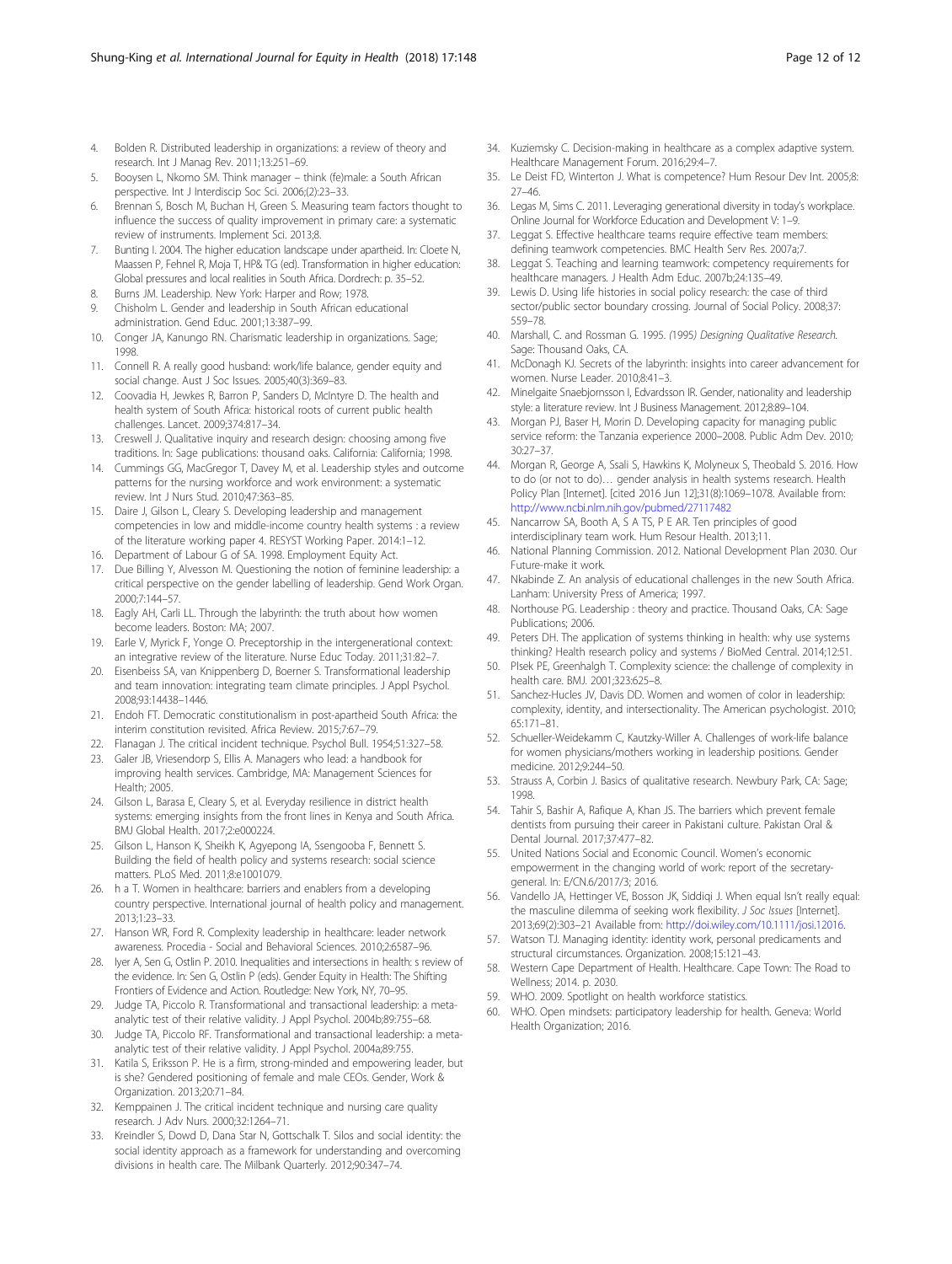4. Bolden R. Distributed leadership in organizations: a review of theory and research. Int J Manag Rev. 2011;13:251–69.
5. Booysen L, Nkomo SM. Think manager – think (fe)male: a South African perspective. Int J Interdiscip Soc Sci. 2006;(2):23–33.
6. Brennan S, Bosch M, Buchan H, Green S. Measuring team factors thought to influence the success of quality improvement in primary care: a systematic review of instruments. Implement Sci. 2013;8.
7. Bunting I. 2004. The higher education landscape under apartheid. In: Cloete N, Maassen P, Fehnel R, Moja T, HP& TG (ed). Transformation in higher education: Global pressures and local realities in South Africa. Dordrech: p. 35–52.
8. Burns JM. Leadership. New York: Harper and Row; 1978.
9. Chisholm L. Gender and leadership in South African educational administration. Gend Educ. 2001;13:387–99.
10. Conger JA, Kanungo RN. Charismatic leadership in organizations. Sage; 1998.
11. Connell R. A really good husband: work/life balance, gender equity and social change. Aust J Soc Issues. 2005;40(3):369–83.
12. Coovadia H, Jewkes R, Barron P, Sanders D, McIntyre D. The health and health system of South Africa: historical roots of current public health challenges. Lancet. 2009;374:817–34.
13. Creswell J. Qualitative inquiry and research design: choosing among five traditions. In: Sage publications: thousand oaks. California: California; 1998.
14. Cummings GG, MacGregor T, Davey M, et al. Leadership styles and outcome patterns for the nursing workforce and work environment: a systematic review. Int J Nurs Stud. 2010;47:363–85.
15. Daire J, Gilson L, Cleary S. Developing leadership and management competencies in low and middle-income country health systems : a review of the literature working paper 4. RESYST Working Paper. 2014:1–12.
16. Department of Labour G of SA. 1998. Employment Equity Act.
17. Due Billing Y, Alvesson M. Questioning the notion of feminine leadership: a critical perspective on the gender labelling of leadership. Gend Work Organ. 2000;7:144–57.
18. Eagly AH, Carli LL. Through the labyrinth: the truth about how women become leaders. Boston: MA; 2007.
19. Earle V, Myrick F, Yonge O. Preceptorship in the intergenerational context: an integrative review of the literature. Nurse Educ Today. 2011;31:82–7.
20. Eisenbeiss SA, van Knippenberg D, Boerner S. Transformational leadership and team innovation: integrating team climate principles. J Appl Psychol. 2008;93:14438–1446.
21. Endoh FT. Democratic constitutionalism in post-apartheid South Africa: the interim constitution revisited. Africa Review. 2015;7:67–79.
22. Flanagan J. The critical incident technique. Psychol Bull. 1954;51:327–58.
23. Galer JB, Vriesendorp S, Ellis A. Managers who lead: a handbook for improving health services. Cambridge, MA: Management Sciences for Health; 2005.
24. Gilson L, Barasa E, Cleary S, et al. Everyday resilience in district health systems: emerging insights from the front lines in Kenya and South Africa. BMJ Global Health. 2017;2:e000224.
25. Gilson L, Hanson K, Sheikh K, Agyepong IA, Ssengooba F, Bennett S. Building the field of health policy and systems research: social science matters. PLoS Med. 2011;8:e1001079.
26. h a T. Women in healthcare: barriers and enablers from a developing country perspective. International journal of health policy and management. 2013;1:23–33.
27. Hanson WR, Ford R. Complexity leadership in healthcare: leader network awareness. Procedia - Social and Behavioral Sciences. 2010;2:6587–96.
28. Iyer A, Sen G, Ostlin P. 2010. Inequalities and intersections in health: s review of the evidence. In: Sen G, Ostlin P (eds). Gender Equity in Health: The Shifting Frontiers of Evidence and Action. Routledge: New York, NY, 70–95.
29. Judge TA, Piccolo R. Transformational and transactional leadership: a meta-analytic test of their relative validity. J Appl Psychol. 2004b;89:755–68.
30. Judge TA, Piccolo RF. Transformational and transactional leadership: a meta-analytic test of their relative validity. J Appl Psychol. 2004a;89:755.
31. Katila S, Eriksson P. He is a firm, strong-minded and empowering leader, but is she? Gendered positioning of female and male CEOs. Gender, Work & Organization. 2013;20:71–84.
32. Kemppainen J. The critical incident technique and nursing care quality research. J Adv Nurs. 2000;32:1264–71.
33. Kreindler S, Dowd D, Dana Star N, Gottschalk T. Silos and social identity: the social identity approach as a framework for understanding and overcoming divisions in health care. The Milbank Quarterly. 2012;90:347–74.
34. Kuziemsky C. Decision-making in healthcare as a complex adaptive system. Healthcare Management Forum. 2016;29:4–7.
35. Le Deist FD, Winterton J. What is competence? Hum Resour Dev Int. 2005;8:27–46.
36. Legas M, Sims C. 2011. Leveraging generational diversity in today's workplace. Online Journal for Workforce Education and Development V: 1–9.
37. Leggat S. Effective healthcare teams require effective team members: defining teamwork competencies. BMC Health Serv Res. 2007a;7.
38. Leggat S. Teaching and learning teamwork: competency requirements for healthcare managers. J Health Adm Educ. 2007b;24:135–49.
39. Lewis D. Using life histories in social policy research: the case of third sector/public sector boundary crossing. Journal of Social Policy. 2008;37:559–78.
40. Marshall, C. and Rossman G. 1995. (1995) *Designing Qualitative Research*. Sage: Thousand Oaks, CA.
41. McDonagh KJ. Secrets of the labyrinth: insights into career advancement for women. Nurse Leader. 2010;8:41–3.
42. Minelgaite Snaebjornsson I, Edvardsson IR. Gender, nationality and leadership style: a literature review. Int J Business Management. 2012;8:89–104.
43. Morgan PJ, Baser H, Morin D. Developing capacity for managing public service reform: the Tanzania experience 2000–2008. Public Adm Dev. 2010;30:27–37.
44. Morgan R, George A, Ssali S, Hawkins K, Molyneux S, Theobald S. 2016. How to do (or not to do)… gender analysis in health systems research. Health Policy Plan [Internet]. [cited 2016 Jun 12];31(8):1069–1078. Available from: http://www.ncbi.nlm.nih.gov/pubmed/27117482
45. Nancarrow SA, Booth A, S A TS, P E AR. Ten principles of good interdisciplinary team work. Hum Resour Health. 2013;11.
46. National Planning Commission. 2012. National Development Plan 2030. Our Future-make it work.
47. Nkabinde Z. An analysis of educational challenges in the new South Africa. Lanham: University Press of America; 1997.
48. Northouse PG. Leadership : theory and practice. Thousand Oaks, CA: Sage Publications; 2006.
49. Peters DH. The application of systems thinking in health: why use systems thinking? Health research policy and systems / BioMed Central. 2014;12:51.
50. Plsek PE, Greenhalgh T. Complexity science: the challenge of complexity in health care. BMJ. 2001;323:625–8.
51. Sanchez-Hucles JV, Davis DD. Women and women of color in leadership: complexity, identity, and intersectionality. The American psychologist. 2010;65:171–81.
52. Schueller-Weidekamm C, Kautzky-Willer A. Challenges of work-life balance for women physicians/mothers working in leadership positions. Gender medicine. 2012;9:244–50.
53. Strauss A, Corbin J. Basics of qualitative research. Newbury Park, CA: Sage; 1998.
54. Tahir S, Bashir A, Rafique A, Khan JS. The barriers which prevent female dentists from pursuing their career in Pakistani culture. Pakistan Oral & Dental Journal. 2017;37:477–82.
55. United Nations Social and Economic Council. Women's economic empowerment in the changing world of work: report of the secretary-general. In: E/CN.6/2017/3; 2016.
56. Vandello JA, Hettinger VE, Bosson JK, Siddiqi J. When equal Isn't really equal: the masculine dilemma of seeking work flexibility. *J Soc Issues* [Internet]. 2013;69(2):303–21 Available from: http://doi.wiley.com/10.1111/josi.12016.
57. Watson TJ. Managing identity: identity work, personal predicaments and structural circumstances. Organization. 2008;15:121–43.
58. Western Cape Department of Health. Healthcare. Cape Town: The Road to Wellness; 2014. p. 2030.
59. WHO. 2009. Spotlight on health workforce statistics.
60. WHO. Open mindsets: participatory leadership for health. Geneva: World Health Organization; 2016.